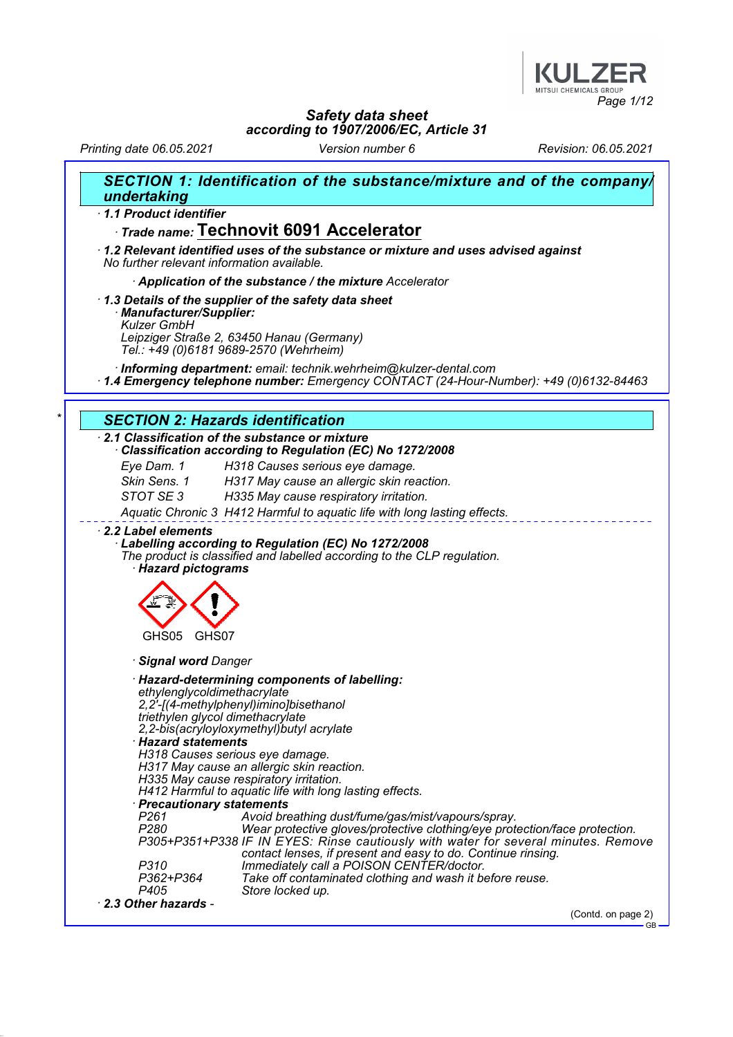# Safety data sheet
## according to 1907/2006/EC, Article 31

Printing date 06.05.2021 | Version number 6 | Revision: 06.05.2021

## SECTION 1: Identification of the substance/mixture and of the company/ undertaking

· **1.1 Product identifier**

· **Trade name: Technovit 6091 Accelerator**

· **1.2 Relevant identified uses of the substance or mixture and uses advised against**
No further relevant information available.

· **Application of the substance / the mixture** Accelerator

· **1.3 Details of the supplier of the safety data sheet**

· **Manufacturer/Supplier:**
Kulzer GmbH
Leipziger Straße 2, 63450 Hanau (Germany)
Tel.: +49 (0)6181 9689-2570 (Wehrheim)

· **Informing department:** email: technik.wehrheim@kulzer-dental.com

· **1.4 Emergency telephone number:** Emergency CONTACT (24-Hour-Number): +49 (0)6132-84463

## SECTION 2: Hazards identification

· **2.1 Classification of the substance or mixture**

· **Classification according to Regulation (EC) No 1272/2008**

| | |
|---|---|
| Eye Dam. 1 | H318 Causes serious eye damage. |
| Skin Sens. 1 | H317 May cause an allergic skin reaction. |
| STOT SE 3 | H335 May cause respiratory irritation. |
| Aquatic Chronic 3 | H412 Harmful to aquatic life with long lasting effects. |

· **2.2 Label elements**

· **Labelling according to Regulation (EC) No 1272/2008**
The product is classified and labelled according to the CLP regulation.

· **Hazard pictograms**

GHS05 GHS07

· **Signal word** Danger

· **Hazard-determining components of labelling:**
ethylenglycoldimethacrylate
2,2'-[(4-methylphenyl)imino]bisethanol
triethylen glycol dimethacrylate
2,2-bis(acryloyloxymethyl)butyl acrylate

· **Hazard statements**
H318 Causes serious eye damage.
H317 May cause an allergic skin reaction.
H335 May cause respiratory irritation.
H412 Harmful to aquatic life with long lasting effects.

· **Precautionary statements**

| | |
|---|---|
| P261 | Avoid breathing dust/fume/gas/mist/vapours/spray. |
| P280 | Wear protective gloves/protective clothing/eye protection/face protection. |
| P305+P351+P338 | IF IN EYES: Rinse cautiously with water for several minutes. Remove contact lenses, if present and easy to do. Continue rinsing. |
| P310 | Immediately call a POISON CENTER/doctor. |
| P362+P364 | Take off contaminated clothing and wash it before reuse. |
| P405 | Store locked up. |

· **2.3 Other hazards** -

(Contd. on page 2)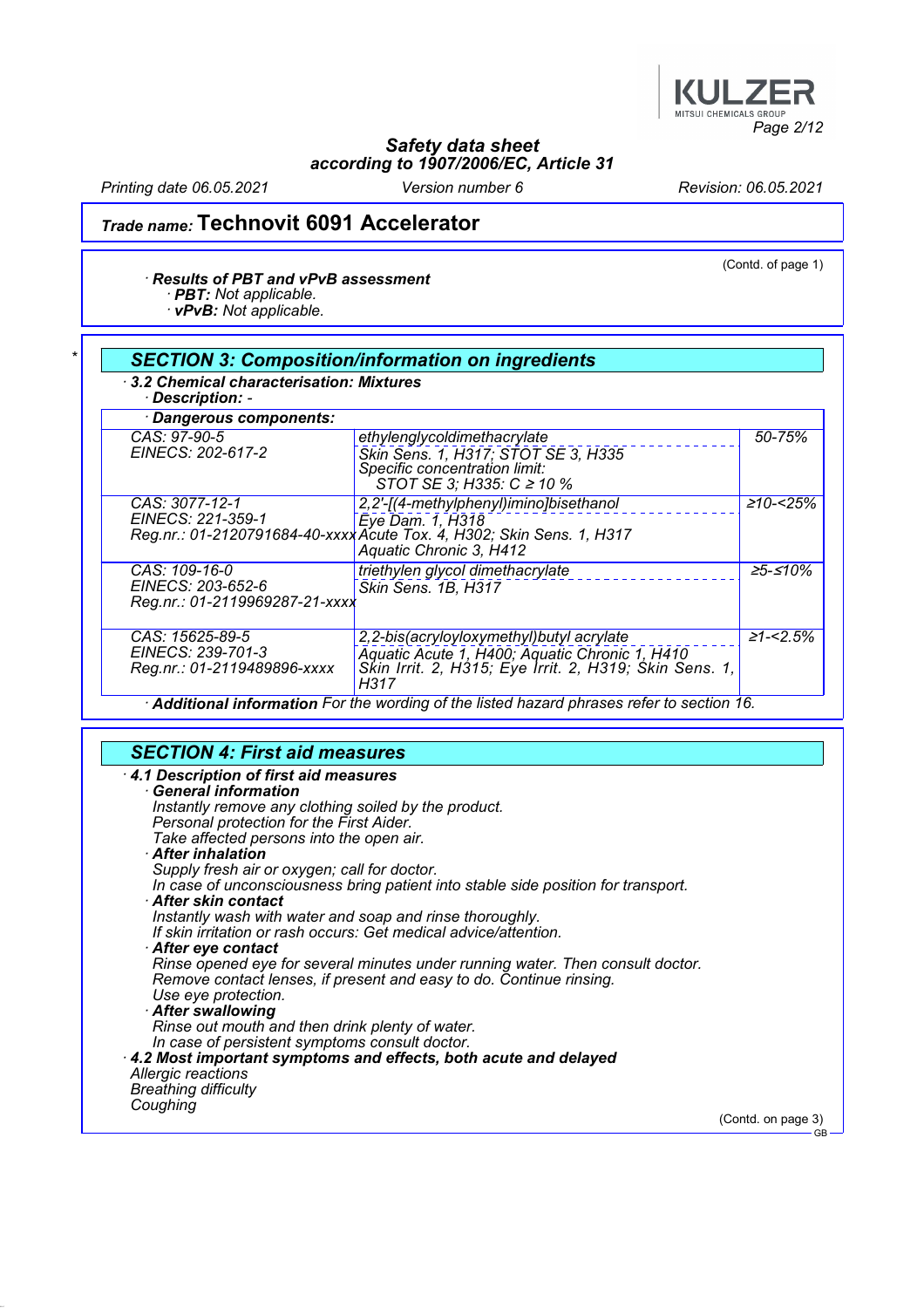## Trade name: Technovit 6091 Accelerator

(Contd. of page 1)

· **Results of PBT and vPvB assessment**
· **PBT:** Not applicable.
· **vPvB:** Not applicable.

## SECTION 3: Composition/information on ingredients

· **3.2 Chemical characterisation: Mixtures**
· **Description:** -

· **Dangerous components:**

| | | |
|---|---|---|
| CAS: 97-90-5<br>EINECS: 202-617-2 | ethylenglycoldimethacrylate<br>Skin Sens. 1, H317; STOT SE 3, H335<br>Specific concentration limit:<br>STOT SE 3; H335: C ≥ 10 % | 50-75% |
| CAS: 3077-12-1<br>EINECS: 221-359-1<br>Reg.nr.: 01-2120791684-40-xxxx | 2,2'-[(4-methylphenyl)imino]bisethanol<br>Eye Dam. 1, H318<br>Acute Tox. 4, H302; Skin Sens. 1, H317<br>Aquatic Chronic 3, H412 | ≥10-<25% |
| CAS: 109-16-0<br>EINECS: 203-652-6<br>Reg.nr.: 01-2119969287-21-xxxx | triethylen glycol dimethacrylate<br>Skin Sens. 1B, H317 | ≥5-≤10% |
| CAS: 15625-89-5<br>EINECS: 239-701-3<br>Reg.nr.: 01-2119489896-xxxx | 2,2-bis(acryloyloxymethyl)butyl acrylate<br>Aquatic Acute 1, H400; Aquatic Chronic 1, H410<br>Skin Irrit. 2, H315; Eye Irrit. 2, H319; Skin Sens. 1, H317 | ≥1-<2.5% |

· **Additional information** For the wording of the listed hazard phrases refer to section 16.

## SECTION 4: First aid measures

· **4.1 Description of first aid measures**
· **General information**
Instantly remove any clothing soiled by the product.
Personal protection for the First Aider.
Take affected persons into the open air.
· **After inhalation**
Supply fresh air or oxygen; call for doctor.
In case of unconsciousness bring patient into stable side position for transport.
· **After skin contact**
Instantly wash with water and soap and rinse thoroughly.
If skin irritation or rash occurs: Get medical advice/attention.
· **After eye contact**
Rinse opened eye for several minutes under running water. Then consult doctor.
Remove contact lenses, if present and easy to do. Continue rinsing.
Use eye protection.
· **After swallowing**
Rinse out mouth and then drink plenty of water.
In case of persistent symptoms consult doctor.
· **4.2 Most important symptoms and effects, both acute and delayed**
Allergic reactions
Breathing difficulty
Coughing

(Contd. on page 3)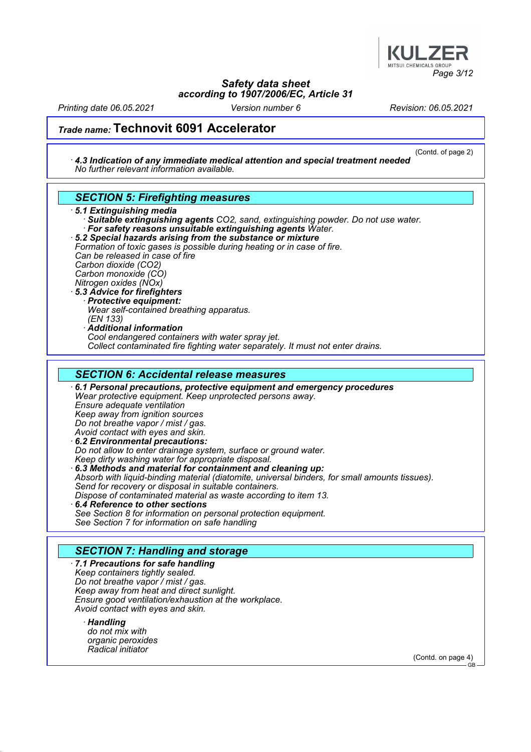Safety data sheet
according to 1907/2006/EC, Article 31

Printing date 06.05.2021 | Version number 6 | Revision: 06.05.2021

**Trade name: Technovit 6091 Accelerator**

(Contd. of page 2)

· ***4.3 Indication of any immediate medical attention and special treatment needed***
*No further relevant information available.*

## SECTION 5: Firefighting measures

· ***5.1 Extinguishing media***
· ***Suitable extinguishing agents*** *$CO_2$, sand, extinguishing powder. Do not use water.*
· ***For safety reasons unsuitable extinguishing agents*** *Water.*
· ***5.2 Special hazards arising from the substance or mixture***
*Formation of toxic gases is possible during heating or in case of fire.*
*Can be released in case of fire*
*Carbon dioxide ($CO_2$)*
*Carbon monoxide (CO)*
*Nitrogen oxides ($NO_x$)*
· ***5.3 Advice for firefighters***
· ***Protective equipment:***
*Wear self-contained breathing apparatus.*
*(EN 133)*
· ***Additional information***
*Cool endangered containers with water spray jet.*
*Collect contaminated fire fighting water separately. It must not enter drains.*

## SECTION 6: Accidental release measures

· ***6.1 Personal precautions, protective equipment and emergency procedures***
*Wear protective equipment. Keep unprotected persons away.*
*Ensure adequate ventilation*
*Keep away from ignition sources*
*Do not breathe vapor / mist / gas.*
*Avoid contact with eyes and skin.*
· ***6.2 Environmental precautions:***
*Do not allow to enter drainage system, surface or ground water.*
*Keep dirty washing water for appropriate disposal.*
· ***6.3 Methods and material for containment and cleaning up:***
*Absorb with liquid-binding material (diatomite, universal binders, for small amounts tissues).*
*Send for recovery or disposal in suitable containers.*
*Dispose of contaminated material as waste according to item 13.*
· ***6.4 Reference to other sections***
*See Section 8 for information on personal protection equipment.*
*See Section 7 for information on safe handling*

## SECTION 7: Handling and storage

· ***7.1 Precautions for safe handling***
*Keep containers tightly sealed.*
*Do not breathe vapor / mist / gas.*
*Keep away from heat and direct sunlight.*
*Ensure good ventilation/exhaustion at the workplace.*
*Avoid contact with eyes and skin.*

· ***Handling***
*do not mix with*
*organic peroxides*
*Radical initiator*

(Contd. on page 4)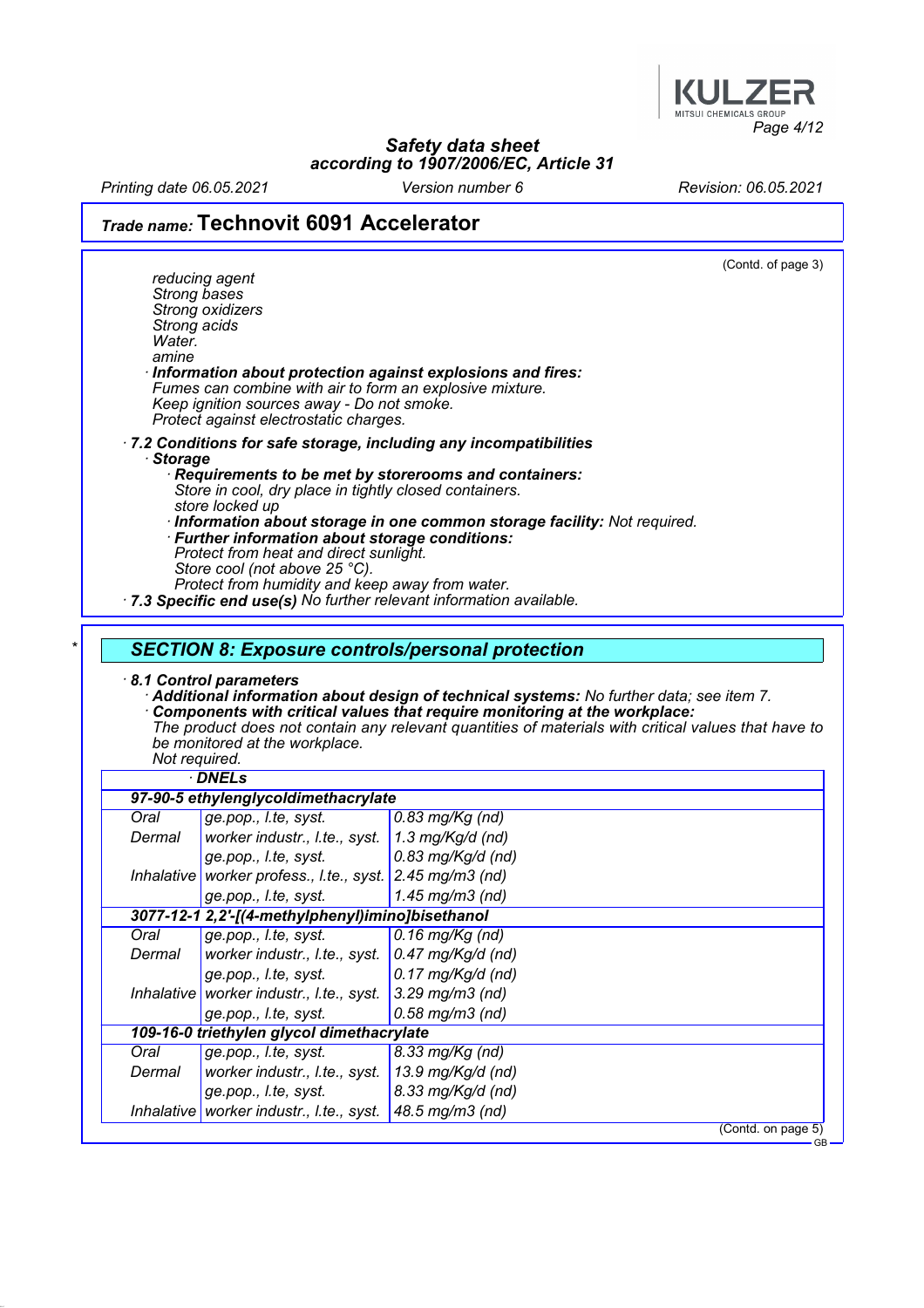## Trade name: Technovit 6091 Accelerator

(Contd. of page 3)

reducing agent
Strong bases
Strong oxidizers
Strong acids
Water.
amine

· **Information about protection against explosions and fires:**
Fumes can combine with air to form an explosive mixture.
Keep ignition sources away - Do not smoke.
Protect against electrostatic charges.

· **7.2 Conditions for safe storage, including any incompatibilities**
· **Storage**
· **Requirements to be met by storerooms and containers:**
Store in cool, dry place in tightly closed containers.
store locked up
· **Information about storage in one common storage facility:** Not required.
· **Further information about storage conditions:**
Protect from heat and direct sunlight.
Store cool (not above 25 °C).
Protect from humidity and keep away from water.
· **7.3 Specific end use(s)** No further relevant information available.

## SECTION 8: Exposure controls/personal protection

· **8.1 Control parameters**
· **Additional information about design of technical systems:** No further data; see item 7.
· **Components with critical values that require monitoring at the workplace:**
The product does not contain any relevant quantities of materials with critical values that have to be monitored at the workplace.
Not required.

· **DNELs**

| | | |
|---|---|---|
| **97-90-5 ethylenglycoldimethacrylate** | | |
| Oral | ge.pop., l.te, syst. | 0.83 mg/Kg (nd) |
| Dermal | worker industr., l.te., syst. | 1.3 mg/Kg/d (nd) |
| | ge.pop., l.te, syst. | 0.83 mg/Kg/d (nd) |
| Inhalative | worker profess., l.te., syst. | 2.45 mg/m3 (nd) |
| | ge.pop., l.te, syst. | 1.45 mg/m3 (nd) |
| **3077-12-1 2,2'-[(4-methylphenyl)imino]bisethanol** | | |
| Oral | ge.pop., l.te, syst. | 0.16 mg/Kg (nd) |
| Dermal | worker industr., l.te., syst. | 0.47 mg/Kg/d (nd) |
| | ge.pop., l.te, syst. | 0.17 mg/Kg/d (nd) |
| Inhalative | worker industr., l.te., syst. | 3.29 mg/m3 (nd) |
| | ge.pop., l.te, syst. | 0.58 mg/m3 (nd) |
| **109-16-0 triethylen glycol dimethacrylate** | | |
| Oral | ge.pop., l.te, syst. | 8.33 mg/Kg (nd) |
| Dermal | worker industr., l.te., syst. | 13.9 mg/Kg/d (nd) |
| | ge.pop., l.te, syst. | 8.33 mg/Kg/d (nd) |
| Inhalative | worker industr., l.te., syst. | 48.5 mg/m3 (nd) |

(Contd. on page 5)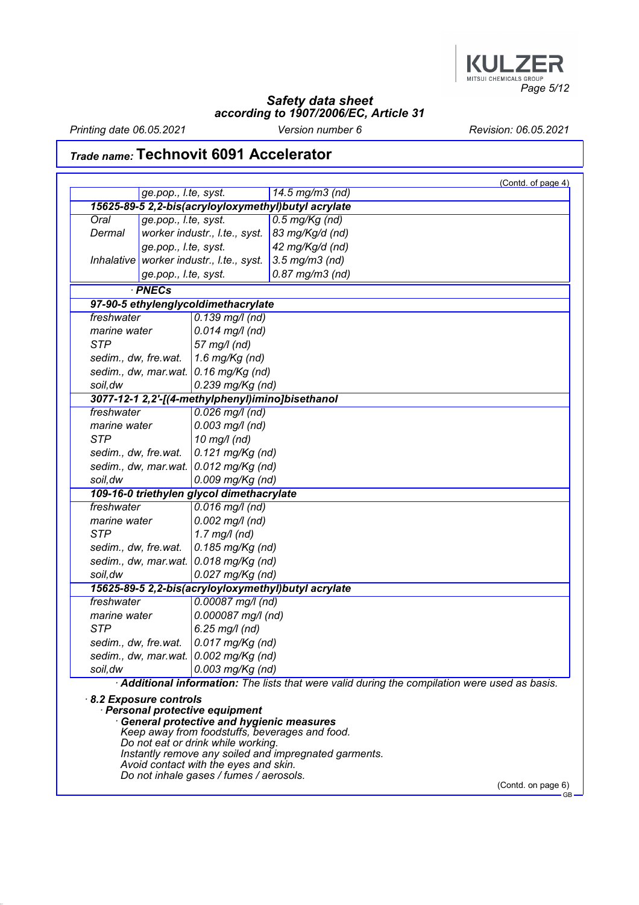## Trade name: Technovit 6091 Accelerator

(Contd. of page 4)

| | | |
|---|---|---|
| | ge.pop., l.te, syst. | 14.5 mg/m3 (nd) |
| **15625-89-5 2,2-bis(acryloyloxymethyl)butyl acrylate** | | |
| Oral | ge.pop., l.te, syst. | 0.5 mg/Kg (nd) |
| Dermal | worker industr., l.te., syst. | 83 mg/Kg/d (nd) |
| | ge.pop., l.te, syst. | 42 mg/Kg/d (nd) |
| Inhalative | worker industr., l.te., syst. | 3.5 mg/m3 (nd) |
| | ge.pop., l.te, syst. | 0.87 mg/m3 (nd) |

· **PNECs**

| | |
|---|---|
| **97-90-5 ethylenglycoldimethacrylate** | |
| freshwater | 0.139 mg/l (nd) |
| marine water | 0.014 mg/l (nd) |
| STP | 57 mg/l (nd) |
| sedim., dw, fre.wat. | 1.6 mg/Kg (nd) |
| sedim., dw, mar.wat. | 0.16 mg/Kg (nd) |
| soil,dw | 0.239 mg/Kg (nd) |
| **3077-12-1 2,2'-[(4-methylphenyl)imino]bisethanol** | |
| freshwater | 0.026 mg/l (nd) |
| marine water | 0.003 mg/l (nd) |
| STP | 10 mg/l (nd) |
| sedim., dw, fre.wat. | 0.121 mg/Kg (nd) |
| sedim., dw, mar.wat. | 0.012 mg/Kg (nd) |
| soil,dw | 0.009 mg/Kg (nd) |
| **109-16-0 triethylen glycol dimethacrylate** | |
| freshwater | 0.016 mg/l (nd) |
| marine water | 0.002 mg/l (nd) |
| STP | 1.7 mg/l (nd) |
| sedim., dw, fre.wat. | 0.185 mg/Kg (nd) |
| sedim., dw, mar.wat. | 0.018 mg/Kg (nd) |
| soil,dw | 0.027 mg/Kg (nd) |
| **15625-89-5 2,2-bis(acryloyloxymethyl)butyl acrylate** | |
| freshwater | 0.00087 mg/l (nd) |
| marine water | 0.000087 mg/l (nd) |
| STP | 6.25 mg/l (nd) |
| sedim., dw, fre.wat. | 0.017 mg/Kg (nd) |
| sedim., dw, mar.wat. | 0.002 mg/Kg (nd) |
| soil,dw | 0.003 mg/Kg (nd) |

· **Additional information:** The lists that were valid during the compilation were used as basis.

· **8.2 Exposure controls**

· **Personal protective equipment**

· **General protective and hygienic measures**

Keep away from foodstuffs, beverages and food.
Do not eat or drink while working.
Instantly remove any soiled and impregnated garments.
Avoid contact with the eyes and skin.
Do not inhale gases / fumes / aerosols.

(Contd. on page 6)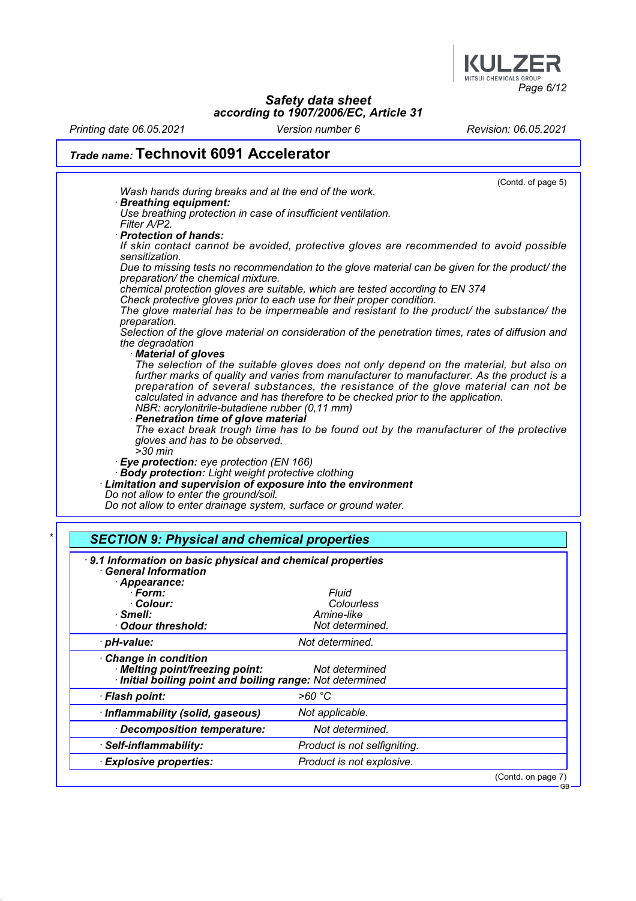# Safety data sheet
## according to 1907/2006/EC, Article 31

Printing date 06.05.2021 | Version number 6 | Revision: 06.05.2021

## Trade name: Technovit 6091 Accelerator

(Contd. of page 5)

*Wash hands during breaks and at the end of the work.*

· ***Breathing equipment:***
*Use breathing protection in case of insufficient ventilation.*
*Filter A/P2.*

· ***Protection of hands:***
*If skin contact cannot be avoided, protective gloves are recommended to avoid possible sensitization.*
*Due to missing tests no recommendation to the glove material can be given for the product/ the preparation/ the chemical mixture.*
*chemical protection gloves are suitable, which are tested according to EN 374*
*Check protective gloves prior to each use for their proper condition.*
*The glove material has to be impermeable and resistant to the product/ the substance/ the preparation.*
*Selection of the glove material on consideration of the penetration times, rates of diffusion and the degradation*

· ***Material of gloves***
*The selection of the suitable gloves does not only depend on the material, but also on further marks of quality and varies from manufacturer to manufacturer. As the product is a preparation of several substances, the resistance of the glove material can not be calculated in advance and has therefore to be checked prior to the application.*
*NBR: acrylonitrile-butadiene rubber (0,11 mm)*

· ***Penetration time of glove material***
*The exact break trough time has to be found out by the manufacturer of the protective gloves and has to be observed.*
*>30 min*

· ***Eye protection:*** *eye protection (EN 166)*

· ***Body protection:*** *Light weight protective clothing*

· ***Limitation and supervision of exposure into the environment***
*Do not allow to enter the ground/soil.*
*Do not allow to enter drainage system, surface or ground water.*

\*

## SECTION 9: Physical and chemical properties

· ***9.1 Information on basic physical and chemical properties***

| · General Information | |
|---|---|
| · Appearance: | |
| · Form: | Fluid |
| · Colour: | Colourless |
| · Smell: | Amine-like |
| · Odour threshold: | Not determined. |
| · pH-value: | Not determined. |
| · Change in condition | |
| · Melting point/freezing point: | Not determined |
| · Initial boiling point and boiling range: | Not determined |
| · Flash point: | >60 °C |
| · Inflammability (solid, gaseous) | Not applicable. |
| · Decomposition temperature: | Not determined. |
| · Self-inflammability: | Product is not selfigniting. |
| · Explosive properties: | Product is not explosive. |

(Contd. on page 7)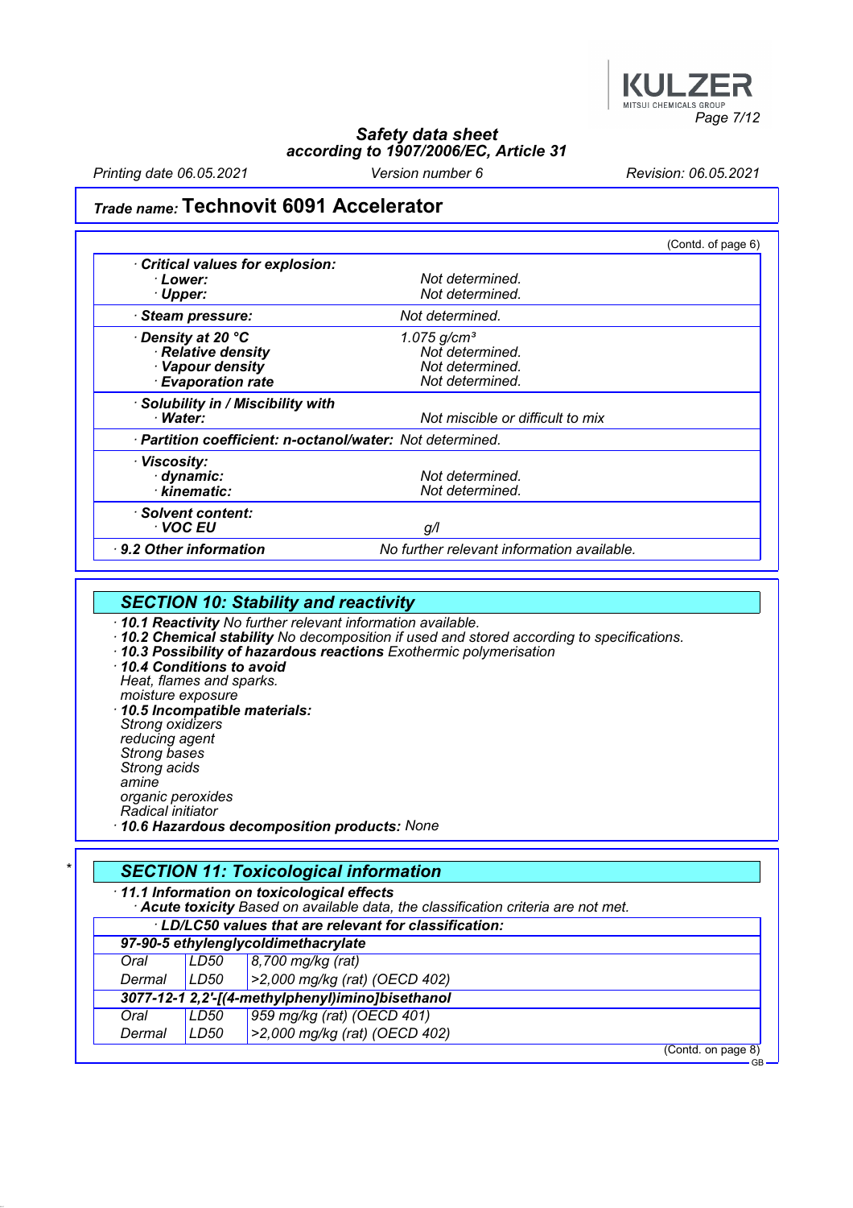## Trade name: Technovit 6091 Accelerator

(Contd. of page 6)

| | |
|---|---|
| · **Critical values for explosion:** | |
| · **Lower:** | Not determined. |
| · **Upper:** | Not determined. |
| · **Steam pressure:** | Not determined. |
| · **Density at 20 °C** | 1.075 g/cm³ |
| · **Relative density** | Not determined. |
| · **Vapour density** | Not determined. |
| · **Evaporation rate** | Not determined. |
| · **Solubility in / Miscibility with** | |
| · **Water:** | Not miscible or difficult to mix |
| · **Partition coefficient: n-octanol/water:** | Not determined. |
| · **Viscosity:** | |
| · **dynamic:** | Not determined. |
| · **kinematic:** | Not determined. |
| · **Solvent content:** | |
| · **VOC EU** | g/l |
| · **9.2 Other information** | No further relevant information available. |

## SECTION 10: Stability and reactivity

· **10.1 Reactivity** No further relevant information available.
· **10.2 Chemical stability** No decomposition if used and stored according to specifications.
· **10.3 Possibility of hazardous reactions** Exothermic polymerisation
· **10.4 Conditions to avoid**
Heat, flames and sparks.
moisture exposure
· **10.5 Incompatible materials:**
Strong oxidizers
reducing agent
Strong bases
Strong acids
amine
organic peroxides
Radical initiator
· **10.6 Hazardous decomposition products:** None

## * SECTION 11: Toxicological information

· **11.1 Information on toxicological effects**
· **Acute toxicity** Based on available data, the classification criteria are not met.

| · **LD/LC50 values that are relevant for classification:** | | |
|---|---|---|
| **97-90-5 ethylenglycoldimethacrylate** | | |
| Oral | LD50 | 8,700 mg/kg (rat) |
| Dermal | LD50 | >2,000 mg/kg (rat) (OECD 402) |
| **3077-12-1 2,2'-[(4-methylphenyl)imino]bisethanol** | | |
| Oral | LD50 | 959 mg/kg (rat) (OECD 401) |
| Dermal | LD50 | >2,000 mg/kg (rat) (OECD 402) |

(Contd. on page 8)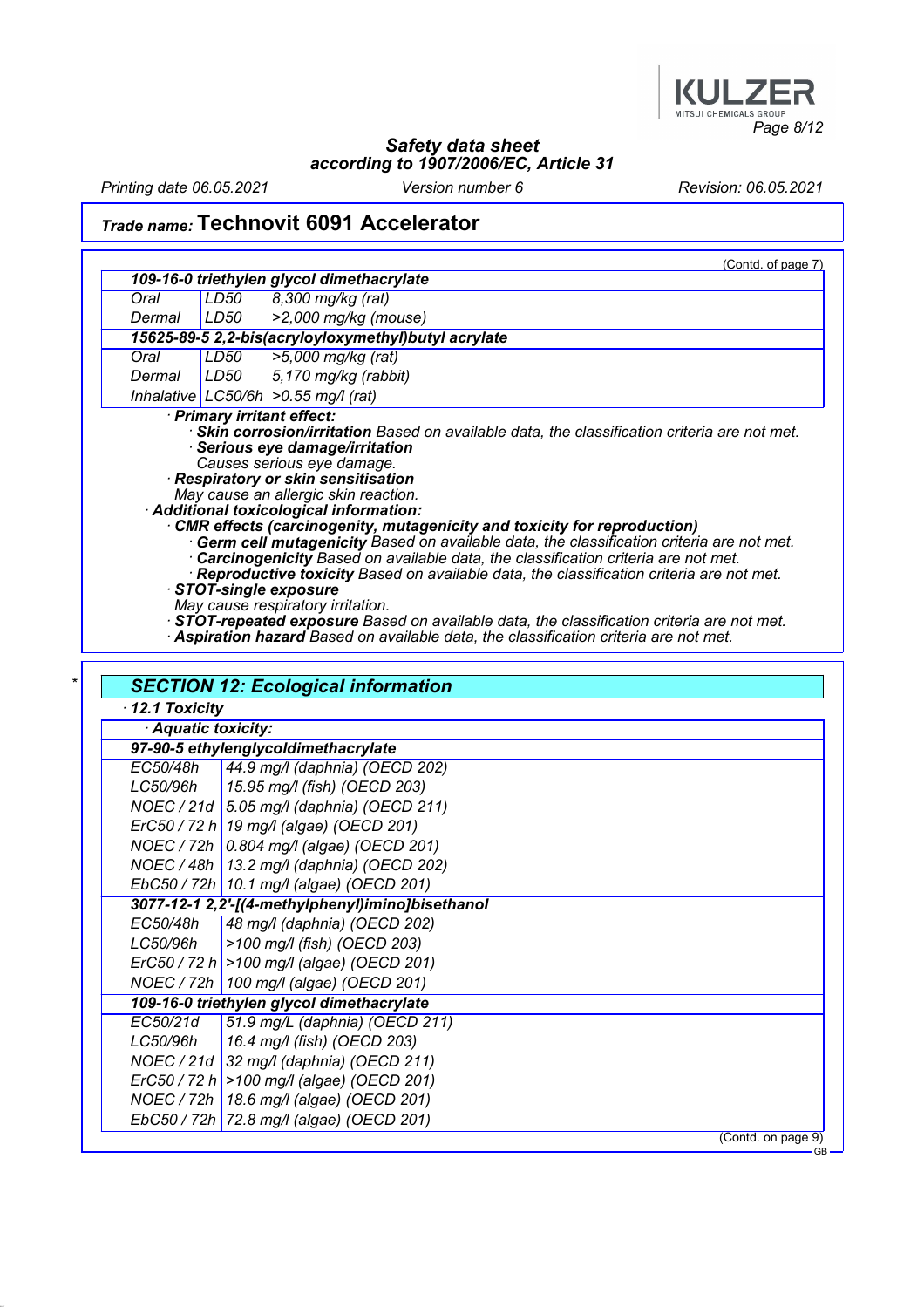## Trade name: Technovit 6091 Accelerator

(Contd. of page 7)

| 109-16-0 triethylen glycol dimethacrylate | | |
|---|---|---|
| Oral | LD50 | 8,300 mg/kg (rat) |
| Dermal | LD50 | >2,000 mg/kg (mouse) |
| **15625-89-5 2,2-bis(acryloyloxymethyl)butyl acrylate** | | |
| Oral | LD50 | >5,000 mg/kg (rat) |
| Dermal | LD50 | 5,170 mg/kg (rabbit) |
| Inhalative | LC50/6h | >0.55 mg/l (rat) |

· **Primary irritant effect:**
  · **Skin corrosion/irritation** Based on available data, the classification criteria are not met.
  · **Serious eye damage/irritation**
  Causes serious eye damage.
· **Respiratory or skin sensitisation**
May cause an allergic skin reaction.

· **Additional toxicological information:**
· **CMR effects (carcinogenity, mutagenicity and toxicity for reproduction)**
  · **Germ cell mutagenicity** Based on available data, the classification criteria are not met.
  · **Carcinogenicity** Based on available data, the classification criteria are not met.
  · **Reproductive toxicity** Based on available data, the classification criteria are not met.
· **STOT-single exposure**
May cause respiratory irritation.
· **STOT-repeated exposure** Based on available data, the classification criteria are not met.
· **Aspiration hazard** Based on available data, the classification criteria are not met.

*

## SECTION 12: Ecological information

· **12.1 Toxicity**

· **Aquatic toxicity:**

| 97-90-5 ethylenglycoldimethacrylate | |
|---|---|
| EC50/48h | 44.9 mg/l (daphnia) (OECD 202) |
| LC50/96h | 15.95 mg/l (fish) (OECD 203) |
| NOEC / 21d | 5.05 mg/l (daphnia) (OECD 211) |
| ErC50 / 72 h | 19 mg/l (algae) (OECD 201) |
| NOEC / 72h | 0.804 mg/l (algae) (OECD 201) |
| NOEC / 48h | 13.2 mg/l (daphnia) (OECD 202) |
| EbC50 / 72h | 10.1 mg/l (algae) (OECD 201) |
| **3077-12-1 2,2'-[(4-methylphenyl)imino]bisethanol** | |
| EC50/48h | 48 mg/l (daphnia) (OECD 202) |
| LC50/96h | >100 mg/l (fish) (OECD 203) |
| ErC50 / 72 h | >100 mg/l (algae) (OECD 201) |
| NOEC / 72h | 100 mg/l (algae) (OECD 201) |
| **109-16-0 triethylen glycol dimethacrylate** | |
| EC50/21d | 51.9 mg/L (daphnia) (OECD 211) |
| LC50/96h | 16.4 mg/l (fish) (OECD 203) |
| NOEC / 21d | 32 mg/l (daphnia) (OECD 211) |
| ErC50 / 72 h | >100 mg/l (algae) (OECD 201) |
| NOEC / 72h | 18.6 mg/l (algae) (OECD 201) |
| EbC50 / 72h | 72.8 mg/l (algae) (OECD 201) |

(Contd. on page 9)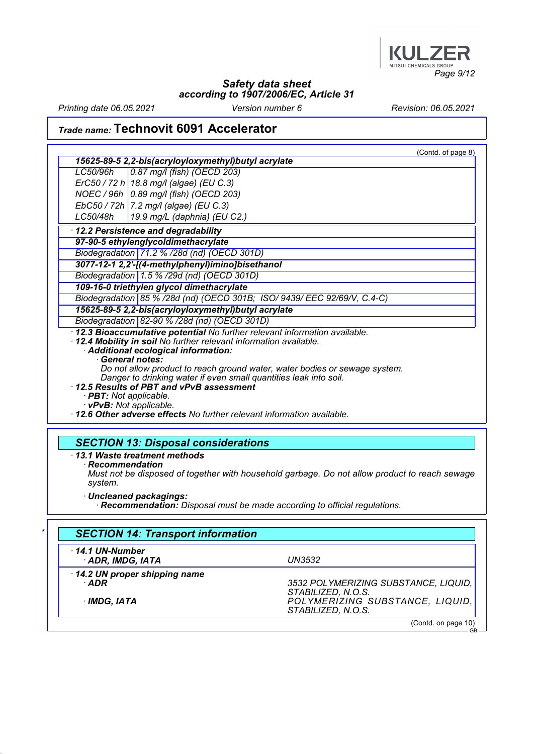(Contd. of page 8)

| 15625-89-5 2,2-bis(acryloyloxymethyl)butyl acrylate | |
|---|---|
| LC50/96h | 0.87 mg/l (fish) (OECD 203) |
| ErC50 / 72 h | 18.8 mg/l (algae) (EU C.3) |
| NOEC / 96h | 0.89 mg/l (fish) (OECD 203) |
| EbC50 / 72h | 7.2 mg/l (algae) (EU C.3) |
| LC50/48h | 19.9 mg/L (daphnia) (EU C2.) |

· **12.2 Persistence and degradability**

| 97-90-5 ethylenglycoldimethacrylate | |
|---|---|
| Biodegradation | 71.2 % /28d (nd) (OECD 301D) |
| **3077-12-1 2,2'-[(4-methylphenyl)imino]bisethanol** | |
| Biodegradation | 1.5 % /29d (nd) (OECD 301D) |
| **109-16-0 triethylen glycol dimethacrylate** | |
| Biodegradation | 85 % /28d (nd) (OECD 301B; ISO/ 9439/ EEC 92/69/V, C.4-C) |
| **15625-89-5 2,2-bis(acryloyloxymethyl)butyl acrylate** | |
| Biodegradation | 82-90 % /28d (nd) (OECD 301D) |

· **12.3 Bioaccumulative potential** No further relevant information available.
· **12.4 Mobility in soil** No further relevant information available.
· **Additional ecological information:**
· **General notes:**
Do not allow product to reach ground water, water bodies or sewage system.
Danger to drinking water if even small quantities leak into soil.
· **12.5 Results of PBT and vPvB assessment**
· **PBT:** Not applicable.
· **vPvB:** Not applicable.
· **12.6 Other adverse effects** No further relevant information available.

## SECTION 13: Disposal considerations

· **13.1 Waste treatment methods**
· **Recommendation**
Must not be disposed of together with household garbage. Do not allow product to reach sewage system.

· **Uncleaned packagings:**
· **Recommendation:** Disposal must be made according to official regulations.

## SECTION 14: Transport information

| | |
|---|---|
| · **14.1 UN-Number** | |
| · **ADR, IMDG, IATA** | UN3532 |
| · **14.2 UN proper shipping name** | |
| · **ADR** | 3532 POLYMERIZING SUBSTANCE, LIQUID, STABILIZED, N.O.S. |
| · **IMDG, IATA** | POLYMERIZING SUBSTANCE, LIQUID, STABILIZED, N.O.S. |

(Contd. on page 10)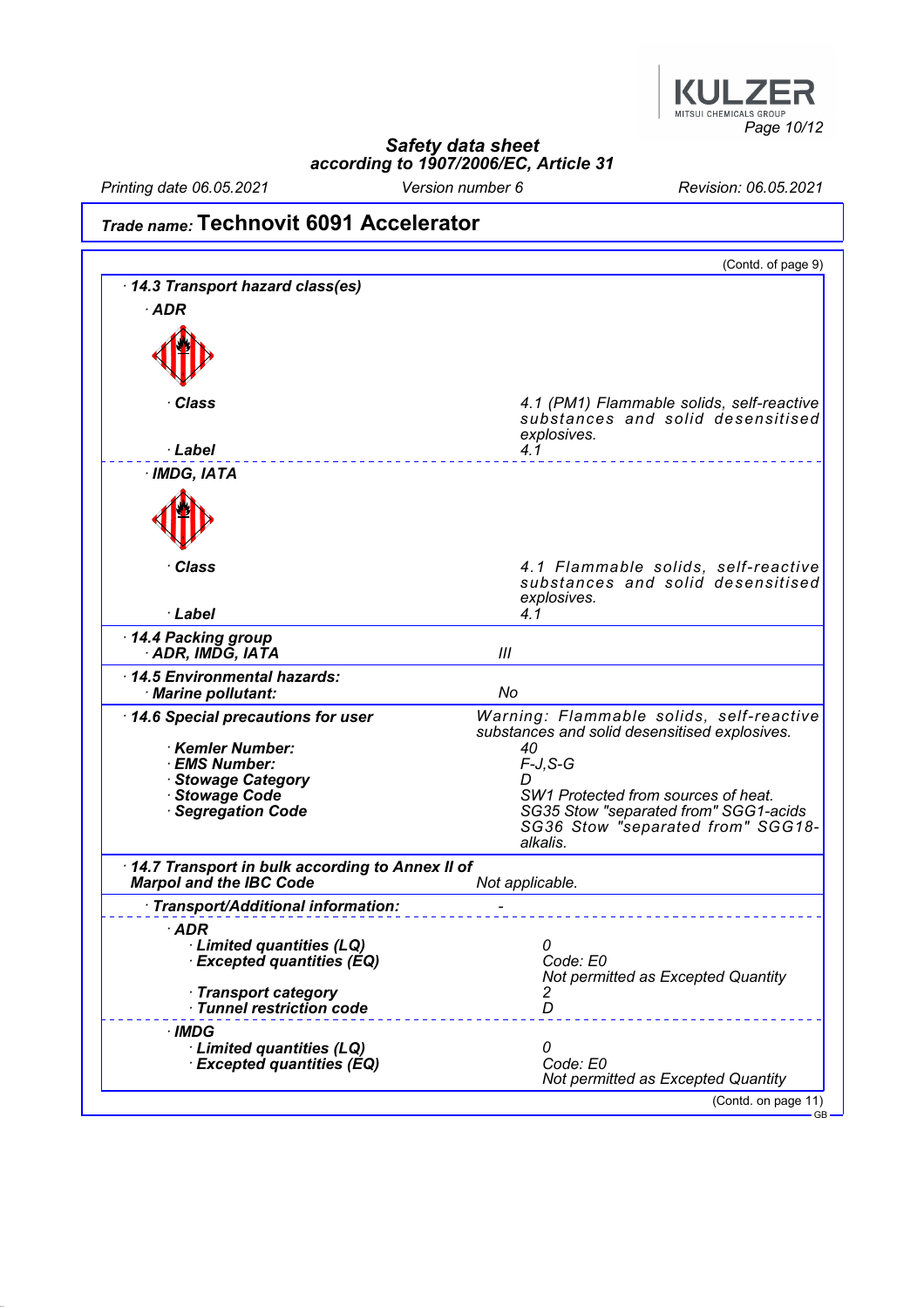# Safety data sheet
## according to 1907/2006/EC, Article 31

*Printing date 06.05.2021* | *Version number 6* | *Revision: 06.05.2021*

## Trade name: Technovit 6091 Accelerator

(Contd. of page 9)

**· 14.3 Transport hazard class(es)**

**· ADR**

| | |
|---|---|
| **· Class** | 4.1 (PM1) Flammable solids, self-reactive substances and solid desensitised explosives. |
| **· Label** | 4.1 |

**· IMDG, IATA**

| | |
|---|---|
| **· Class** | 4.1 Flammable solids, self-reactive substances and solid desensitised explosives. |
| **· Label** | 4.1 |

| | |
|---|---|
| **· 14.4 Packing group**<br>**· ADR, IMDG, IATA** | III |
| **· 14.5 Environmental hazards:**<br>**· Marine pollutant:** | No |
| **· 14.6 Special precautions for user** | Warning: Flammable solids, self-reactive substances and solid desensitised explosives. |
| **· Kemler Number:** | 40 |
| **· EMS Number:** | F-J,S-G |
| **· Stowage Category** | D |
| **· Stowage Code** | SW1 Protected from sources of heat. |
| **· Segregation Code** | SG35 Stow "separated from" SGG1-acids<br>SG36 Stow "separated from" SGG18-alkalis. |
| **· 14.7 Transport in bulk according to Annex II of Marpol and the IBC Code** | Not applicable. |
| **· Transport/Additional information:** | - |

**· ADR**

| | |
|---|---|
| **· Limited quantities (LQ)** | 0 |
| **· Excepted quantities (EQ)** | Code: E0<br>Not permitted as Excepted Quantity |
| **· Transport category** | 2 |
| **· Tunnel restriction code** | D |

**· IMDG**

| | |
|---|---|
| **· Limited quantities (LQ)** | 0 |
| **· Excepted quantities (EQ)** | Code: E0<br>Not permitted as Excepted Quantity |

(Contd. on page 11)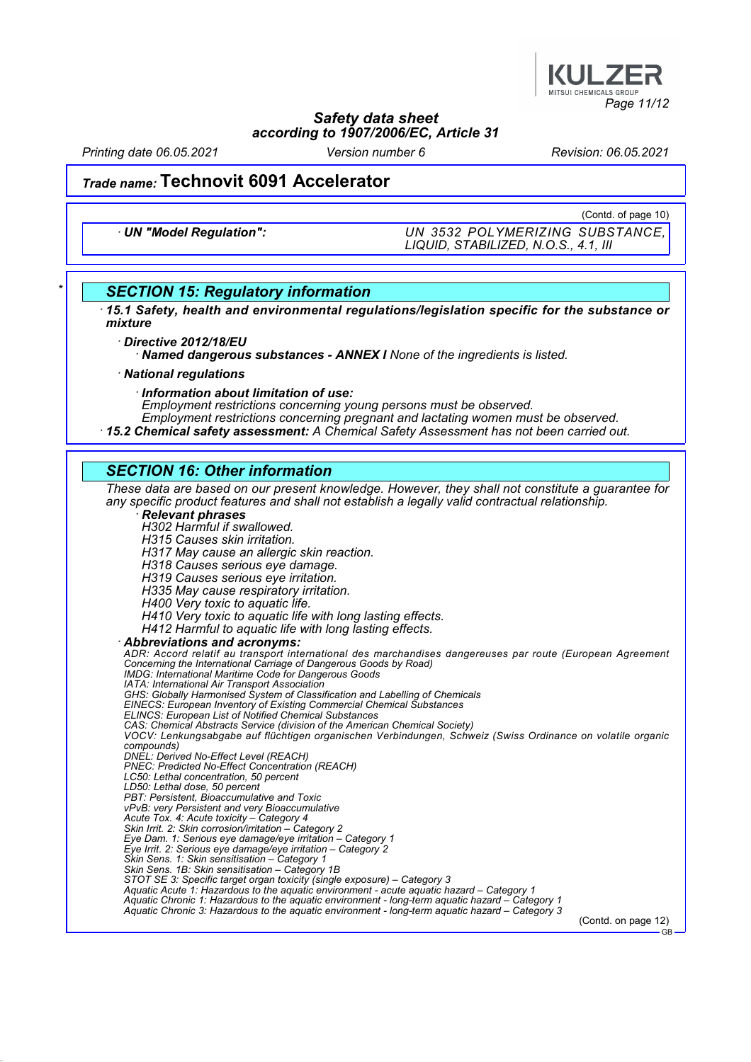## Safety data sheet
according to 1907/2006/EC, Article 31

Printing date 06.05.2021 | Version number 6 | Revision: 06.05.2021

## Trade name: Technovit 6091 Accelerator

(Contd. of page 10)

| · UN "Model Regulation": | UN 3532 POLYMERIZING SUBSTANCE, LIQUID, STABILIZED, N.O.S., 4.1, III |
| --- | --- |

## SECTION 15: Regulatory information

· **15.1 Safety, health and environmental regulations/legislation specific for the substance or mixture**

· **Directive 2012/18/EU**

· **Named dangerous substances - ANNEX I** None of the ingredients is listed.

· **National regulations**

· **Information about limitation of use:**
Employment restrictions concerning young persons must be observed.
Employment restrictions concerning pregnant and lactating women must be observed.

· **15.2 Chemical safety assessment:** A Chemical Safety Assessment has not been carried out.

## SECTION 16: Other information

These data are based on our present knowledge. However, they shall not constitute a guarantee for any specific product features and shall not establish a legally valid contractual relationship.

· **Relevant phrases**

H302 Harmful if swallowed.
H315 Causes skin irritation.
H317 May cause an allergic skin reaction.
H318 Causes serious eye damage.
H319 Causes serious eye irritation.
H335 May cause respiratory irritation.
H400 Very toxic to aquatic life.
H410 Very toxic to aquatic life with long lasting effects.
H412 Harmful to aquatic life with long lasting effects.

· **Abbreviations and acronyms:**

ADR: Accord relatif au transport international des marchandises dangereuses par route (European Agreement Concerning the International Carriage of Dangerous Goods by Road)
IMDG: International Maritime Code for Dangerous Goods
IATA: International Air Transport Association
GHS: Globally Harmonised System of Classification and Labelling of Chemicals
EINECS: European Inventory of Existing Commercial Chemical Substances
ELINCS: European List of Notified Chemical Substances
CAS: Chemical Abstracts Service (division of the American Chemical Society)
VOCV: Lenkungsabgabe auf flüchtigen organischen Verbindungen, Schweiz (Swiss Ordinance on volatile organic compounds)
DNEL: Derived No-Effect Level (REACH)
PNEC: Predicted No-Effect Concentration (REACH)
LC50: Lethal concentration, 50 percent
LD50: Lethal dose, 50 percent
PBT: Persistent, Bioaccumulative and Toxic
vPvB: very Persistent and very Bioaccumulative
Acute Tox. 4: Acute toxicity – Category 4
Skin Irrit. 2: Skin corrosion/irritation – Category 2
Eye Dam. 1: Serious eye damage/eye irritation – Category 1
Eye Irrit. 2: Serious eye damage/eye irritation – Category 2
Skin Sens. 1: Skin sensitisation – Category 1
Skin Sens. 1B: Skin sensitisation – Category 1B
STOT SE 3: Specific target organ toxicity (single exposure) – Category 3
Aquatic Acute 1: Hazardous to the aquatic environment - acute aquatic hazard – Category 1
Aquatic Chronic 1: Hazardous to the aquatic environment - long-term aquatic hazard – Category 1
Aquatic Chronic 3: Hazardous to the aquatic environment - long-term aquatic hazard – Category 3

(Contd. on page 12)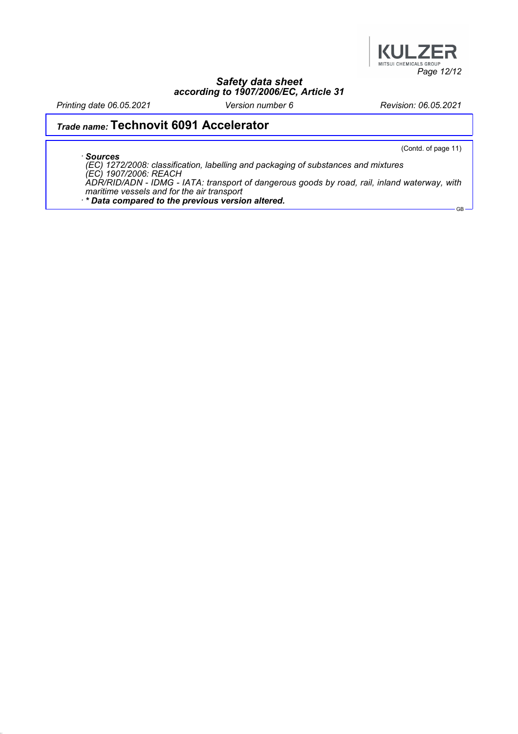(Contd. of page 11)

· ***Sources***

*(EC) 1272/2008: classification, labelling and packaging of substances and mixtures*

*(EC) 1907/2006: REACH*

*ADR/RID/ADN - IDMG - IATA: transport of dangerous goods by road, rail, inland waterway, with maritime vessels and for the air transport*

· ***\* Data compared to the previous version altered.***